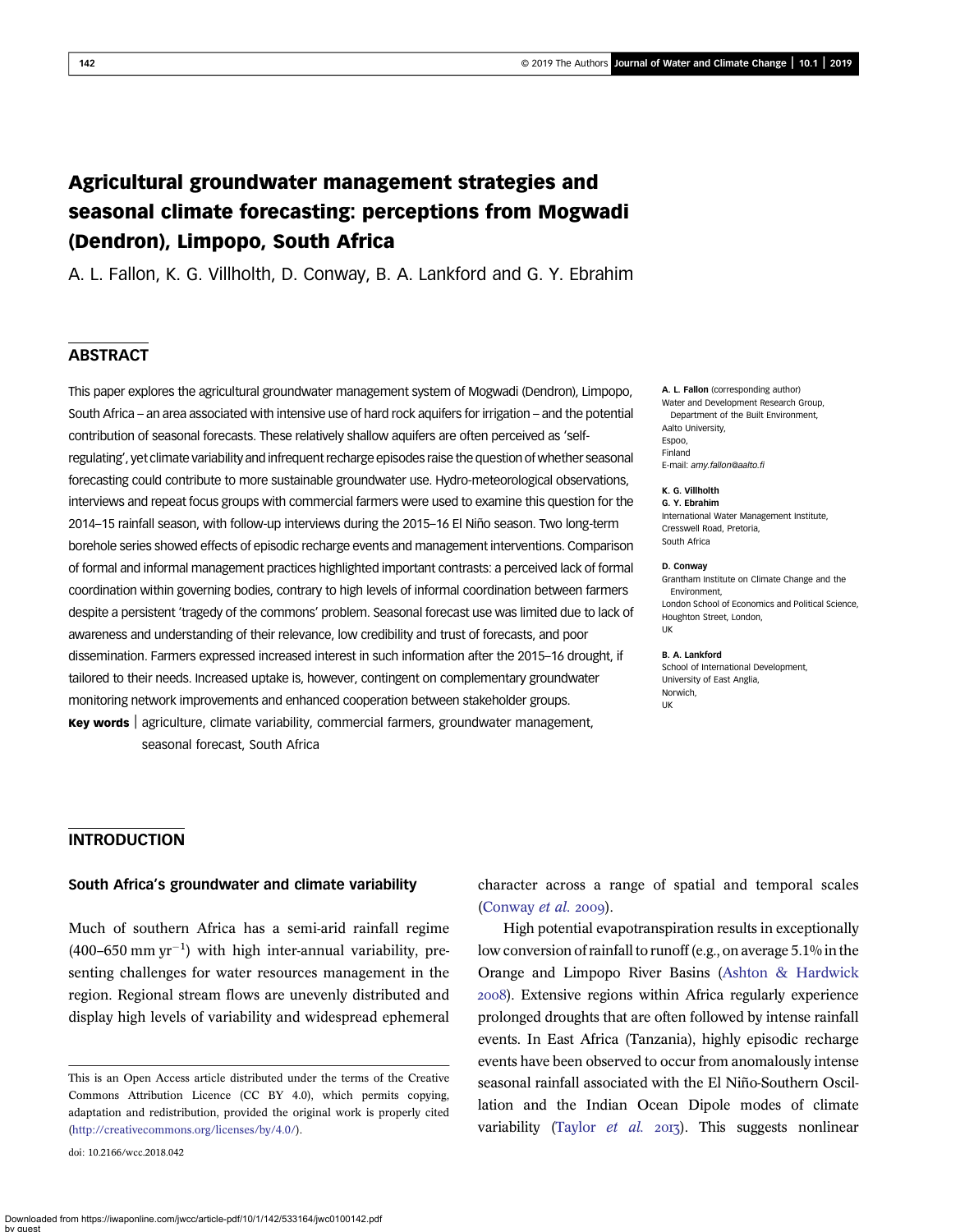# Agricultural groundwater management strategies and seasonal climate forecasting: perceptions from Mogwadi (Dendron), Limpopo, South Africa

A. L. Fallon, K. G. Villholth, D. Conway, B. A. Lankford and G. Y. Ebrahim

## ABSTRACT

This paper explores the agricultural groundwater management system of Mogwadi (Dendron), Limpopo, South Africa – an area associated with intensive use of hard rock aquifers for irrigation – and the potential contribution of seasonal forecasts. These relatively shallow aquifers are often perceived as 'self-regulating', yet climate variability and infrequent recharge episodes raise the question of whether seasonal forecasting could contribute to more sustainable groundwater use. Hydro-meteorological observations, interviews and repeat focus groups with commercial farmers were used to examine this question for the 2014–15 rainfall season, with follow-up interviews during the 2015–16 El Niño season. Two long-term borehole series showed effects of episodic recharge events and management interventions. Comparison of formal and informal management practices highlighted important contrasts: a perceived lack of formal coordination within governing bodies, contrary to high levels of informal coordination between farmers despite a persistent 'tragedy of the commons' problem. Seasonal forecast use was limited due to lack of awareness and understanding of their relevance, low credibility and trust of forecasts, and poor dissemination. Farmers expressed increased interest in such information after the 2015–16 drought, if tailored to their needs. Increased uptake is, however, contingent on complementary groundwater monitoring network improvements and enhanced cooperation between stakeholder groups.

**Key words** | agriculture, climate variability, commercial farmers, groundwater management, seasonal forecast, South Africa

**A. L. Fallon** (corresponding author)
Water and Development Research Group,
Department of the Built Environment,
Aalto University,
Espoo,
Finland
E-mail: *amy.fallon@aalto.fi*

**K. G. Villholth**
**G. Y. Ebrahim**
International Water Management Institute,
Cresswell Road, Pretoria,
South Africa

**D. Conway**
Grantham Institute on Climate Change and the Environment,
London School of Economics and Political Science,
Houghton Street, London,
UK

**B. A. Lankford**
School of International Development,
University of East Anglia,
Norwich,
UK

This is an Open Access article distributed under the terms of the Creative Commons Attribution Licence (CC BY 4.0), which permits copying, adaptation and redistribution, provided the original work is properly cited (http://creativecommons.org/licenses/by/4.0/).

doi: 10.2166/wcc.2018.042

## INTRODUCTION

### South Africa's groundwater and climate variability

Much of southern Africa has a semi-arid rainfall regime (400–650 mm $yr^{-1}$) with high inter-annual variability, presenting challenges for water resources management in the region. Regional stream flows are unevenly distributed and display high levels of variability and widespread ephemeral character across a range of spatial and temporal scales (Conway *et al.* 2009).

High potential evapotranspiration results in exceptionally low conversion of rainfall to runoff (e.g., on average 5.1% in the Orange and Limpopo River Basins (Ashton & Hardwick 2008). Extensive regions within Africa regularly experience prolonged droughts that are often followed by intense rainfall events. In East Africa (Tanzania), highly episodic recharge events have been observed to occur from anomalously intense seasonal rainfall associated with the El Niño-Southern Oscillation and the Indian Ocean Dipole modes of climate variability (Taylor *et al.* 2013). This suggests nonlinear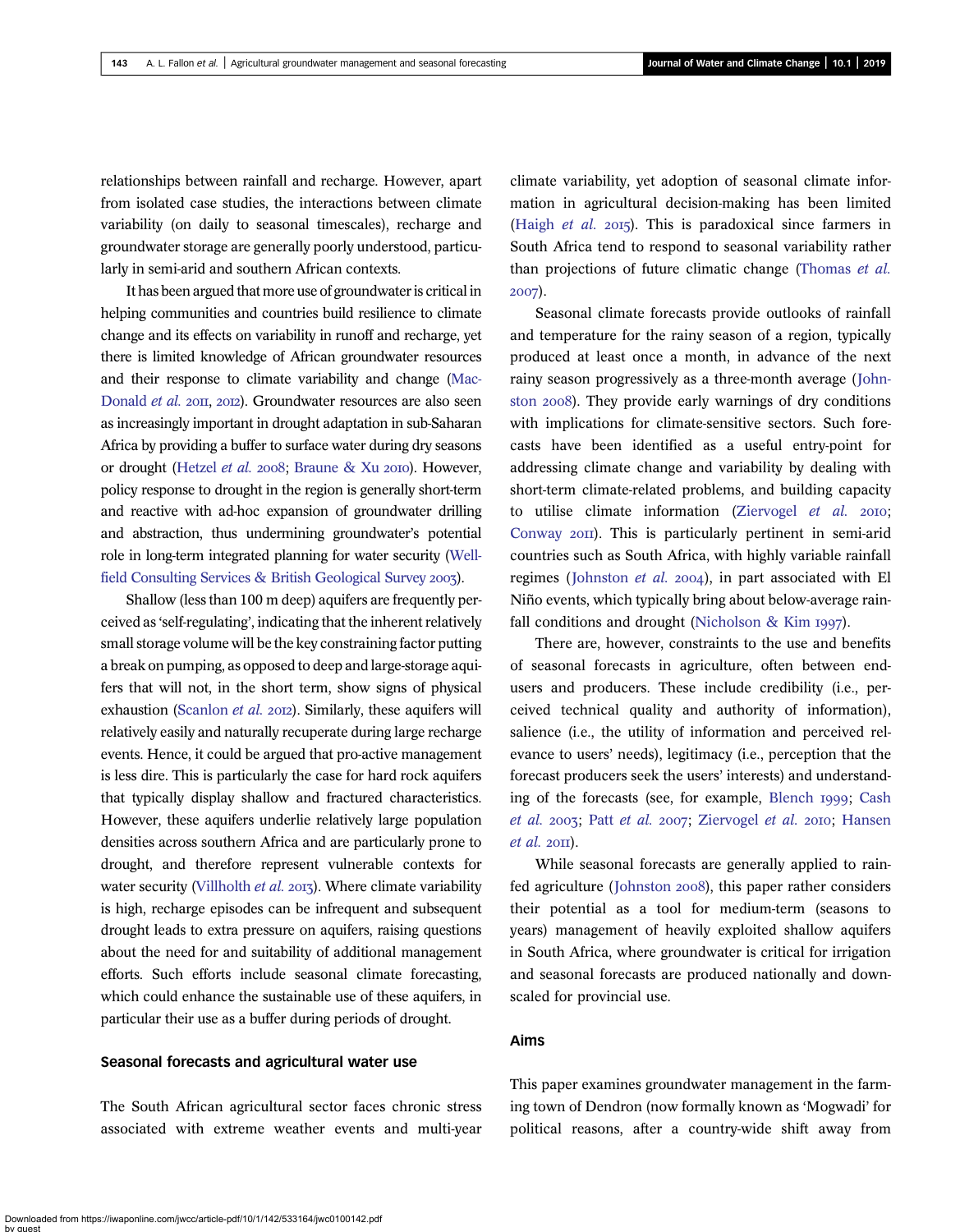relationships between rainfall and recharge. However, apart from isolated case studies, the interactions between climate variability (on daily to seasonal timescales), recharge and groundwater storage are generally poorly understood, particularly in semi-arid and southern African contexts.

It has been argued that more use of groundwater is critical in helping communities and countries build resilience to climate change and its effects on variability in runoff and recharge, yet there is limited knowledge of African groundwater resources and their response to climate variability and change (MacDonald *et al.* 2011, 2012). Groundwater resources are also seen as increasingly important in drought adaptation in sub-Saharan Africa by providing a buffer to surface water during dry seasons or drought (Hetzel *et al.* 2008; Braune & Xu 2010). However, policy response to drought in the region is generally short-term and reactive with ad-hoc expansion of groundwater drilling and abstraction, thus undermining groundwater's potential role in long-term integrated planning for water security (Wellfield Consulting Services & British Geological Survey 2003).

Shallow (less than 100 m deep) aquifers are frequently perceived as 'self-regulating', indicating that the inherent relatively small storage volume will be the key constraining factor putting a break on pumping, as opposed to deep and large-storage aquifers that will not, in the short term, show signs of physical exhaustion (Scanlon *et al.* 2012). Similarly, these aquifers will relatively easily and naturally recuperate during large recharge events. Hence, it could be argued that pro-active management is less dire. This is particularly the case for hard rock aquifers that typically display shallow and fractured characteristics. However, these aquifers underlie relatively large population densities across southern Africa and are particularly prone to drought, and therefore represent vulnerable contexts for water security (Villholth *et al.* 2013). Where climate variability is high, recharge episodes can be infrequent and subsequent drought leads to extra pressure on aquifers, raising questions about the need for and suitability of additional management efforts. Such efforts include seasonal climate forecasting, which could enhance the sustainable use of these aquifers, in particular their use as a buffer during periods of drought.

### Seasonal forecasts and agricultural water use

The South African agricultural sector faces chronic stress associated with extreme weather events and multi-year climate variability, yet adoption of seasonal climate information in agricultural decision-making has been limited (Haigh *et al.* 2015). This is paradoxical since farmers in South Africa tend to respond to seasonal variability rather than projections of future climatic change (Thomas *et al.* 2007).

Seasonal climate forecasts provide outlooks of rainfall and temperature for the rainy season of a region, typically produced at least once a month, in advance of the next rainy season progressively as a three-month average (Johnston 2008). They provide early warnings of dry conditions with implications for climate-sensitive sectors. Such forecasts have been identified as a useful entry-point for addressing climate change and variability by dealing with short-term climate-related problems, and building capacity to utilise climate information (Ziervogel *et al.* 2010; Conway 2011). This is particularly pertinent in semi-arid countries such as South Africa, with highly variable rainfall regimes (Johnston *et al.* 2004), in part associated with El Niño events, which typically bring about below-average rainfall conditions and drought (Nicholson & Kim 1997).

There are, however, constraints to the use and benefits of seasonal forecasts in agriculture, often between end-users and producers. These include credibility (i.e., perceived technical quality and authority of information), salience (i.e., the utility of information and perceived relevance to users' needs), legitimacy (i.e., perception that the forecast producers seek the users' interests) and understanding of the forecasts (see, for example, Blench 1999; Cash *et al.* 2003; Patt *et al.* 2007; Ziervogel *et al.* 2010; Hansen *et al.* 2011).

While seasonal forecasts are generally applied to rainfed agriculture (Johnston 2008), this paper rather considers their potential as a tool for medium-term (seasons to years) management of heavily exploited shallow aquifers in South Africa, where groundwater is critical for irrigation and seasonal forecasts are produced nationally and downscaled for provincial use.

### Aims

This paper examines groundwater management in the farming town of Dendron (now formally known as 'Mogwadi' for political reasons, after a country-wide shift away from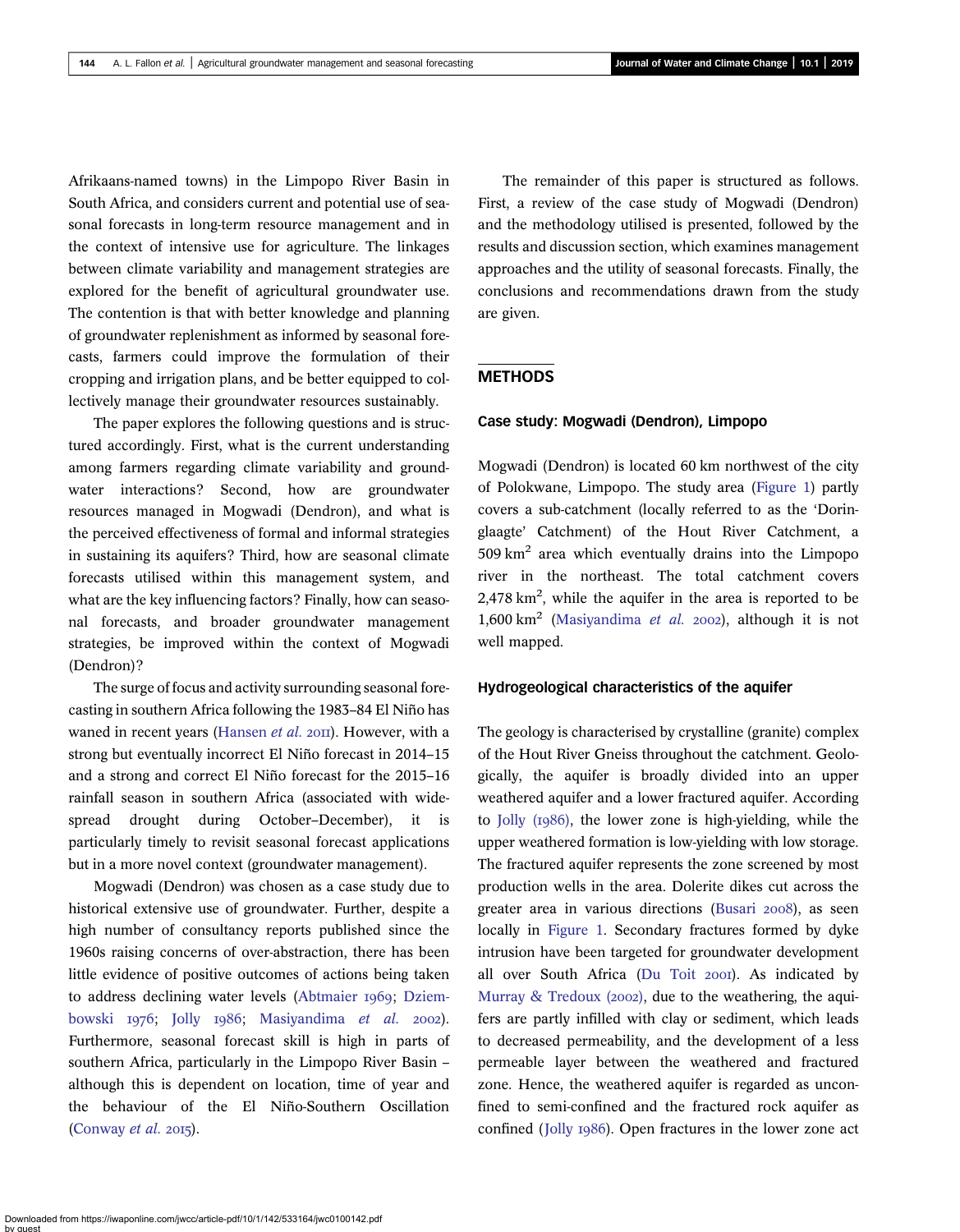Afrikaans-named towns) in the Limpopo River Basin in South Africa, and considers current and potential use of seasonal forecasts in long-term resource management and in the context of intensive use for agriculture. The linkages between climate variability and management strategies are explored for the benefit of agricultural groundwater use. The contention is that with better knowledge and planning of groundwater replenishment as informed by seasonal forecasts, farmers could improve the formulation of their cropping and irrigation plans, and be better equipped to collectively manage their groundwater resources sustainably.

The paper explores the following questions and is structured accordingly. First, what is the current understanding among farmers regarding climate variability and groundwater interactions? Second, how are groundwater resources managed in Mogwadi (Dendron), and what is the perceived effectiveness of formal and informal strategies in sustaining its aquifers? Third, how are seasonal climate forecasts utilised within this management system, and what are the key influencing factors? Finally, how can seasonal forecasts, and broader groundwater management strategies, be improved within the context of Mogwadi (Dendron)?

The surge of focus and activity surrounding seasonal forecasting in southern Africa following the 1983–84 El Niño has waned in recent years (Hansen *et al.* 2011). However, with a strong but eventually incorrect El Niño forecast in 2014–15 and a strong and correct El Niño forecast for the 2015–16 rainfall season in southern Africa (associated with widespread drought during October–December), it is particularly timely to revisit seasonal forecast applications but in a more novel context (groundwater management).

Mogwadi (Dendron) was chosen as a case study due to historical extensive use of groundwater. Further, despite a high number of consultancy reports published since the 1960s raising concerns of over-abstraction, there has been little evidence of positive outcomes of actions being taken to address declining water levels (Abtmaier 1969; Dziembowski 1976; Jolly 1986; Masiyandima *et al.* 2002). Furthermore, seasonal forecast skill is high in parts of southern Africa, particularly in the Limpopo River Basin – although this is dependent on location, time of year and the behaviour of the El Niño-Southern Oscillation (Conway *et al.* 2015).

The remainder of this paper is structured as follows. First, a review of the case study of Mogwadi (Dendron) and the methodology utilised is presented, followed by the results and discussion section, which examines management approaches and the utility of seasonal forecasts. Finally, the conclusions and recommendations drawn from the study are given.

## METHODS

### Case study: Mogwadi (Dendron), Limpopo

Mogwadi (Dendron) is located 60 km northwest of the city of Polokwane, Limpopo. The study area (Figure 1) partly covers a sub-catchment (locally referred to as the 'Doringlaagte' Catchment) of the Hout River Catchment, a 509 $km^2$ area which eventually drains into the Limpopo river in the northeast. The total catchment covers 2,478 $km^2$, while the aquifer in the area is reported to be 1,600 $km^2$ (Masiyandima *et al.* 2002), although it is not well mapped.

### Hydrogeological characteristics of the aquifer

The geology is characterised by crystalline (granite) complex of the Hout River Gneiss throughout the catchment. Geologically, the aquifer is broadly divided into an upper weathered aquifer and a lower fractured aquifer. According to Jolly (1986), the lower zone is high-yielding, while the upper weathered formation is low-yielding with low storage. The fractured aquifer represents the zone screened by most production wells in the area. Dolerite dikes cut across the greater area in various directions (Busari 2008), as seen locally in Figure 1. Secondary fractures formed by dyke intrusion have been targeted for groundwater development all over South Africa (Du Toit 2001). As indicated by Murray & Tredoux (2002), due to the weathering, the aquifers are partly infilled with clay or sediment, which leads to decreased permeability, and the development of a less permeable layer between the weathered and fractured zone. Hence, the weathered aquifer is regarded as unconfined to semi-confined and the fractured rock aquifer as confined (Jolly 1986). Open fractures in the lower zone act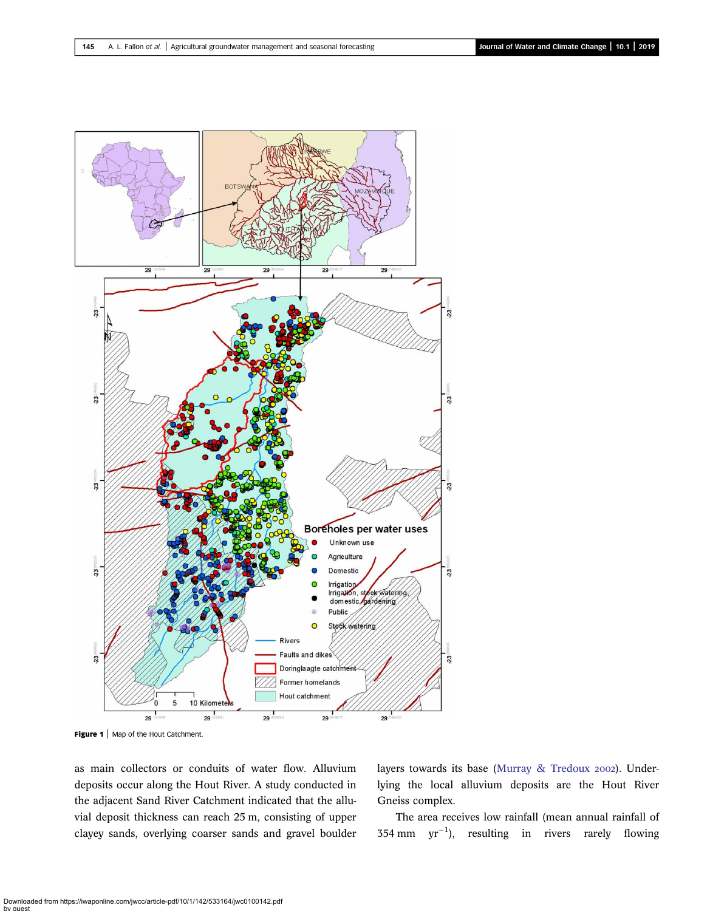**Figure 1** | Map of the Hout Catchment.

as main collectors or conduits of water flow. Alluvium deposits occur along the Hout River. A study conducted in the adjacent Sand River Catchment indicated that the alluvial deposit thickness can reach 25 m, consisting of upper clayey sands, overlying coarser sands and gravel boulder layers towards its base (Murray & Tredoux 2002). Underlying the local alluvium deposits are the Hout River Gneiss complex.

The area receives low rainfall (mean annual rainfall of 354 mm $yr^{-1}$), resulting in rivers rarely flowing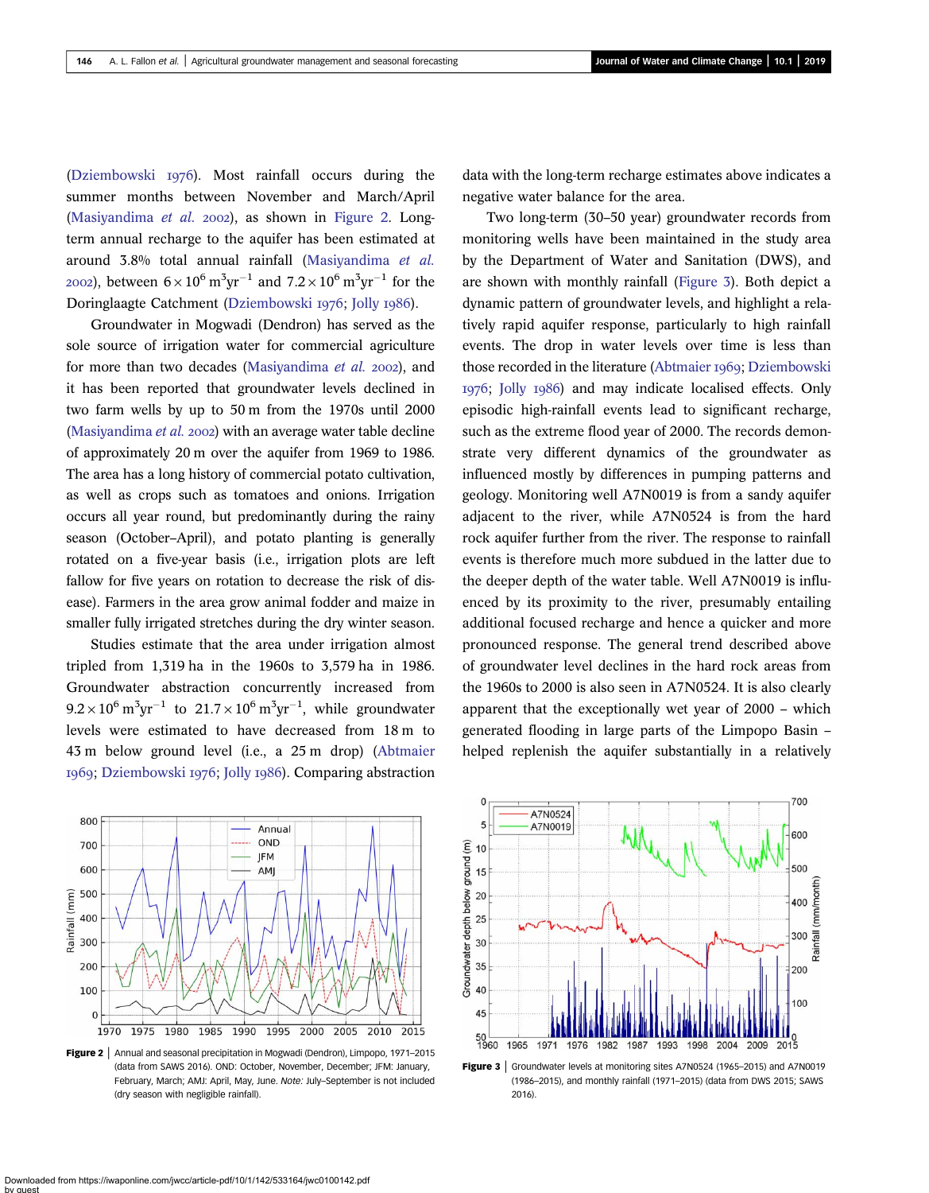(Dziembowski 1976). Most rainfall occurs during the summer months between November and March/April (Masiyandima *et al.* 2002), as shown in Figure 2. Long-term annual recharge to the aquifer has been estimated at around 3.8% total annual rainfall (Masiyandima *et al.* 2002), between $6 \times 10^6\ m^3yr^{-1}$ and $7.2 \times 10^6\ m^3yr^{-1}$ for the Doringlaagte Catchment (Dziembowski 1976; Jolly 1986).

Groundwater in Mogwadi (Dendron) has served as the sole source of irrigation water for commercial agriculture for more than two decades (Masiyandima *et al.* 2002), and it has been reported that groundwater levels declined in two farm wells by up to 50 m from the 1970s until 2000 (Masiyandima *et al.* 2002) with an average water table decline of approximately 20 m over the aquifer from 1969 to 1986. The area has a long history of commercial potato cultivation, as well as crops such as tomatoes and onions. Irrigation occurs all year round, but predominantly during the rainy season (October–April), and potato planting is generally rotated on a five-year basis (i.e., irrigation plots are left fallow for five years on rotation to decrease the risk of disease). Farmers in the area grow animal fodder and maize in smaller fully irrigated stretches during the dry winter season.

Studies estimate that the area under irrigation almost tripled from 1,319 ha in the 1960s to 3,579 ha in 1986. Groundwater abstraction concurrently increased from $9.2 \times 10^6\ m^3yr^{-1}$ to $21.7 \times 10^6\ m^3yr^{-1}$, while groundwater levels were estimated to have decreased from 18 m to 43 m below ground level (i.e., a 25 m drop) (Abtmaier 1969; Dziembowski 1976; Jolly 1986). Comparing abstraction data with the long-term recharge estimates above indicates a negative water balance for the area.

Two long-term (30–50 year) groundwater records from monitoring wells have been maintained in the study area by the Department of Water and Sanitation (DWS), and are shown with monthly rainfall (Figure 3). Both depict a dynamic pattern of groundwater levels, and highlight a relatively rapid aquifer response, particularly to high rainfall events. The drop in water levels over time is less than those recorded in the literature (Abtmaier 1969; Dziembowski 1976; Jolly 1986) and may indicate localised effects. Only episodic high-rainfall events lead to significant recharge, such as the extreme flood year of 2000. The records demonstrate very different dynamics of the groundwater as influenced mostly by differences in pumping patterns and geology. Monitoring well A7N0019 is from a sandy aquifer adjacent to the river, while A7N0524 is from the hard rock aquifer further from the river. The response to rainfall events is therefore much more subdued in the latter due to the deeper depth of the water table. Well A7N0019 is influenced by its proximity to the river, presumably entailing additional focused recharge and hence a quicker and more pronounced response. The general trend described above of groundwater level declines in the hard rock areas from the 1960s to 2000 is also seen in A7N0524. It is also clearly apparent that the exceptionally wet year of 2000 – which generated flooding in large parts of the Limpopo Basin – helped replenish the aquifer substantially in a relatively

**Figure 2** | Annual and seasonal precipitation in Mogwadi (Dendron), Limpopo, 1971–2015 (data from SAWS 2016). OND: October, November, December; JFM: January, February, March; AMJ: April, May, June. *Note:* July–September is not included (dry season with negligible rainfall).

**Figure 3** | Groundwater levels at monitoring sites A7N0524 (1965–2015) and A7N0019 (1986–2015), and monthly rainfall (1971–2015) (data from DWS 2015; SAWS 2016).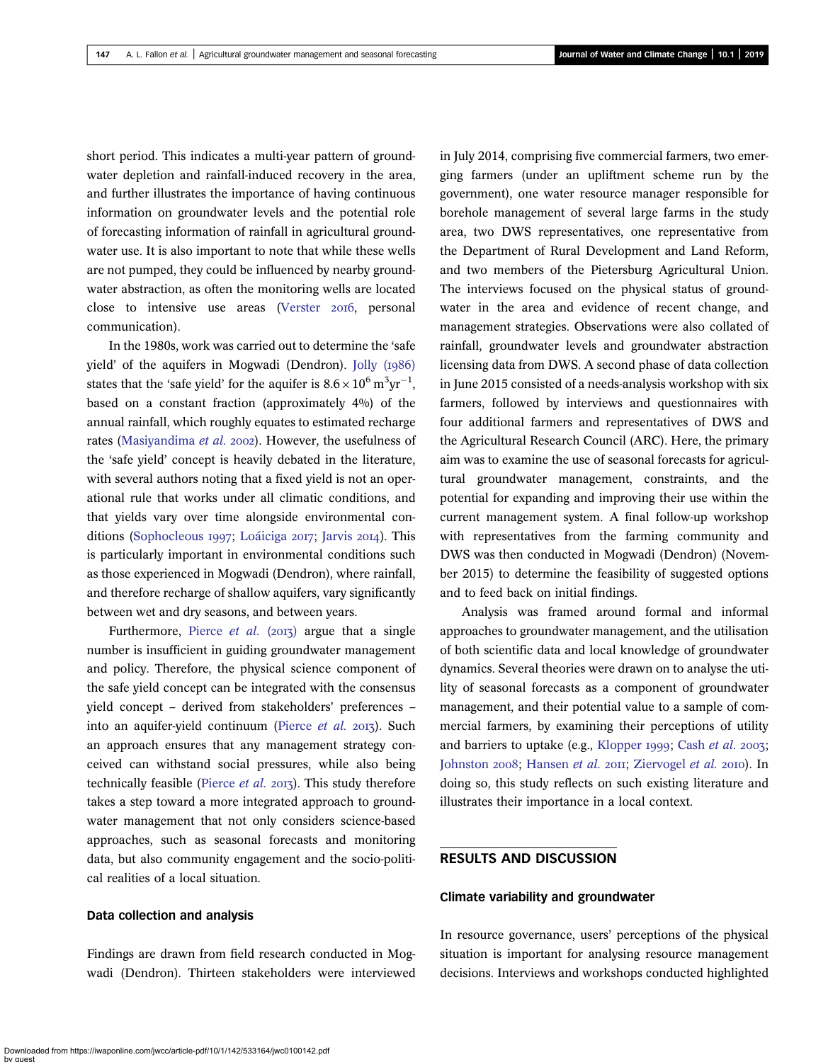short period. This indicates a multi-year pattern of groundwater depletion and rainfall-induced recovery in the area, and further illustrates the importance of having continuous information on groundwater levels and the potential role of forecasting information of rainfall in agricultural groundwater use. It is also important to note that while these wells are not pumped, they could be influenced by nearby groundwater abstraction, as often the monitoring wells are located close to intensive use areas (Verster 2016, personal communication).

In the 1980s, work was carried out to determine the 'safe yield' of the aquifers in Mogwadi (Dendron). Jolly (1986) states that the 'safe yield' for the aquifer is $8.6 \times 10^6$ $m^3yr^{-1}$, based on a constant fraction (approximately 4%) of the annual rainfall, which roughly equates to estimated recharge rates (Masiyandima *et al.* 2002). However, the usefulness of the 'safe yield' concept is heavily debated in the literature, with several authors noting that a fixed yield is not an operational rule that works under all climatic conditions, and that yields vary over time alongside environmental conditions (Sophocleous 1997; Loáiciga 2017; Jarvis 2014). This is particularly important in environmental conditions such as those experienced in Mogwadi (Dendron), where rainfall, and therefore recharge of shallow aquifers, vary significantly between wet and dry seasons, and between years.

Furthermore, Pierce *et al.* (2013) argue that a single number is insufficient in guiding groundwater management and policy. Therefore, the physical science component of the safe yield concept can be integrated with the consensus yield concept – derived from stakeholders' preferences – into an aquifer-yield continuum (Pierce *et al.* 2013). Such an approach ensures that any management strategy conceived can withstand social pressures, while also being technically feasible (Pierce *et al.* 2013). This study therefore takes a step toward a more integrated approach to groundwater management that not only considers science-based approaches, such as seasonal forecasts and monitoring data, but also community engagement and the socio-political realities of a local situation.

### Data collection and analysis

Findings are drawn from field research conducted in Mogwadi (Dendron). Thirteen stakeholders were interviewed in July 2014, comprising five commercial farmers, two emerging farmers (under an upliftment scheme run by the government), one water resource manager responsible for borehole management of several large farms in the study area, two DWS representatives, one representative from the Department of Rural Development and Land Reform, and two members of the Pietersburg Agricultural Union. The interviews focused on the physical status of groundwater in the area and evidence of recent change, and management strategies. Observations were also collated of rainfall, groundwater levels and groundwater abstraction licensing data from DWS. A second phase of data collection in June 2015 consisted of a needs-analysis workshop with six farmers, followed by interviews and questionnaires with four additional farmers and representatives of DWS and the Agricultural Research Council (ARC). Here, the primary aim was to examine the use of seasonal forecasts for agricultural groundwater management, constraints, and the potential for expanding and improving their use within the current management system. A final follow-up workshop with representatives from the farming community and DWS was then conducted in Mogwadi (Dendron) (November 2015) to determine the feasibility of suggested options and to feed back on initial findings.

Analysis was framed around formal and informal approaches to groundwater management, and the utilisation of both scientific data and local knowledge of groundwater dynamics. Several theories were drawn on to analyse the utility of seasonal forecasts as a component of groundwater management, and their potential value to a sample of commercial farmers, by examining their perceptions of utility and barriers to uptake (e.g., Klopper 1999; Cash *et al.* 2003; Johnston 2008; Hansen *et al.* 2011; Ziervogel *et al.* 2010). In doing so, this study reflects on such existing literature and illustrates their importance in a local context.

## RESULTS AND DISCUSSION

### Climate variability and groundwater

In resource governance, users' perceptions of the physical situation is important for analysing resource management decisions. Interviews and workshops conducted highlighted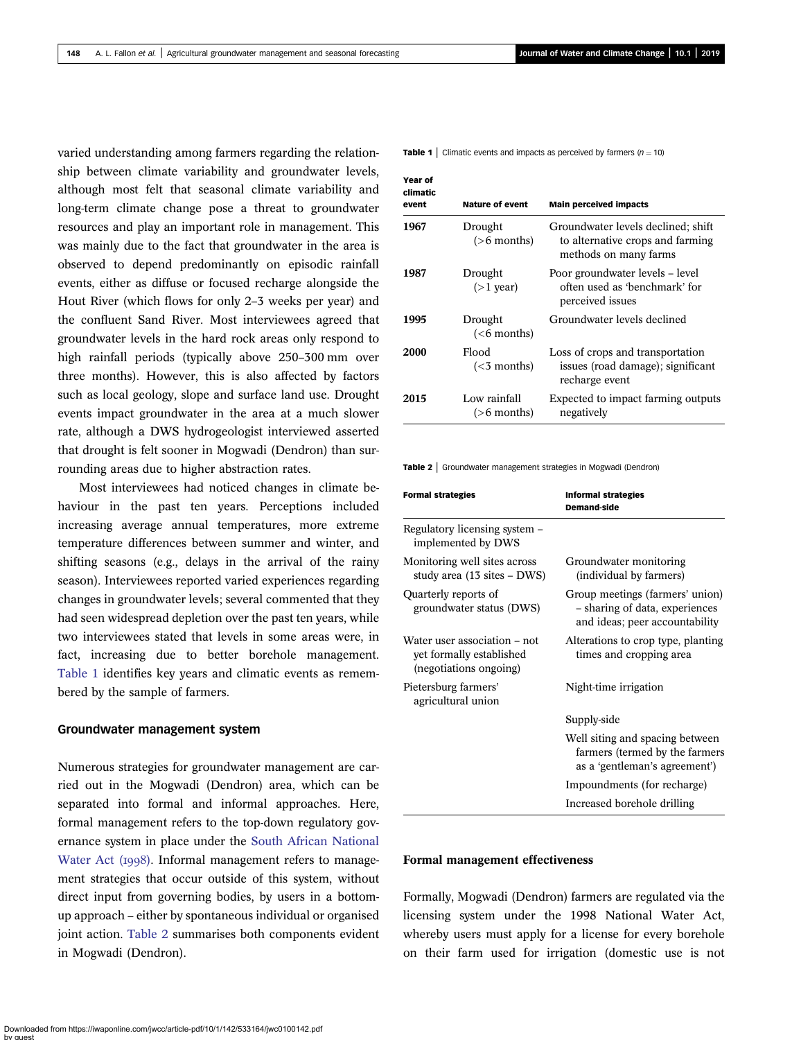varied understanding among farmers regarding the relationship between climate variability and groundwater levels, although most felt that seasonal climate variability and long-term climate change pose a threat to groundwater resources and play an important role in management. This was mainly due to the fact that groundwater in the area is observed to depend predominantly on episodic rainfall events, either as diffuse or focused recharge alongside the Hout River (which flows for only 2–3 weeks per year) and the confluent Sand River. Most interviewees agreed that groundwater levels in the hard rock areas only respond to high rainfall periods (typically above 250–300 mm over three months). However, this is also affected by factors such as local geology, slope and surface land use. Drought events impact groundwater in the area at a much slower rate, although a DWS hydrogeologist interviewed asserted that drought is felt sooner in Mogwadi (Dendron) than surrounding areas due to higher abstraction rates.

Most interviewees had noticed changes in climate behaviour in the past ten years. Perceptions included increasing average annual temperatures, more extreme temperature differences between summer and winter, and shifting seasons (e.g., delays in the arrival of the rainy season). Interviewees reported varied experiences regarding changes in groundwater levels; several commented that they had seen widespread depletion over the past ten years, while two interviewees stated that levels in some areas were, in fact, increasing due to better borehole management. Table 1 identifies key years and climatic events as remembered by the sample of farmers.

**Table 1** | Climatic events and impacts as perceived by farmers ($n = 10$)

| Year of climatic event | Nature of event | Main perceived impacts |
|---|---|---|
| 1967 | Drought (>6 months) | Groundwater levels declined; shift to alternative crops and farming methods on many farms |
| 1987 | Drought (>1 year) | Poor groundwater levels – level often used as 'benchmark' for perceived issues |
| 1995 | Drought (<6 months) | Groundwater levels declined |
| 2000 | Flood (<3 months) | Loss of crops and transportation issues (road damage); significant recharge event |
| 2015 | Low rainfall (>6 months) | Expected to impact farming outputs negatively |

## Groundwater management system

Numerous strategies for groundwater management are carried out in the Mogwadi (Dendron) area, which can be separated into formal and informal approaches. Here, formal management refers to the top-down regulatory governance system in place under the South African National Water Act (1998). Informal management refers to management strategies that occur outside of this system, without direct input from governing bodies, by users in a bottom-up approach – either by spontaneous individual or organised joint action. Table 2 summarises both components evident in Mogwadi (Dendron).

**Table 2** | Groundwater management strategies in Mogwadi (Dendron)

| Formal strategies | Informal strategies Demand-side |
|---|---|
| Regulatory licensing system – implemented by DWS | |
| Monitoring well sites across study area (13 sites – DWS) | Groundwater monitoring (individual by farmers) |
| Quarterly reports of groundwater status (DWS) | Group meetings (farmers' union) – sharing of data, experiences and ideas; peer accountability |
| Water user association – not yet formally established (negotiations ongoing) | Alterations to crop type, planting times and cropping area |
| Pietersburg farmers' agricultural union | Night-time irrigation |
| | Supply-side |
| | Well siting and spacing between farmers (termed by the farmers as a 'gentleman's agreement') |
| | Impoundments (for recharge) |
| | Increased borehole drilling |

### Formal management effectiveness

Formally, Mogwadi (Dendron) farmers are regulated via the licensing system under the 1998 National Water Act, whereby users must apply for a license for every borehole on their farm used for irrigation (domestic use is not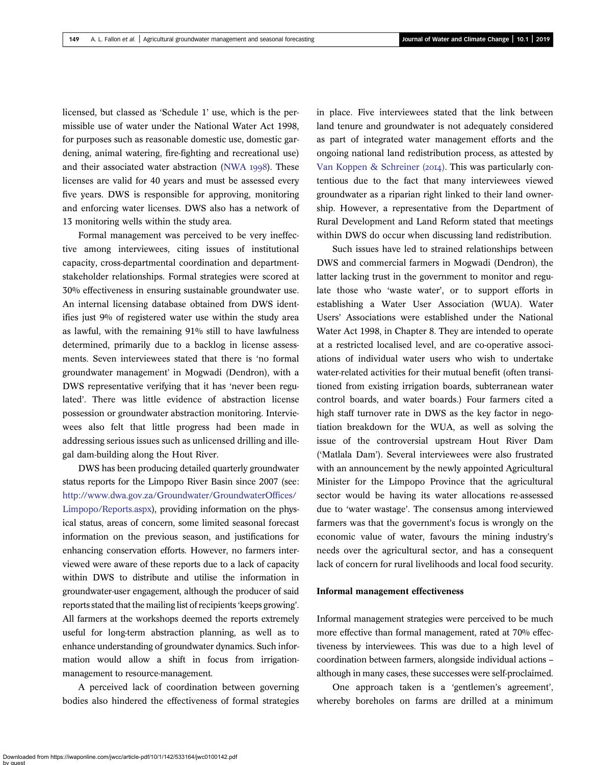licensed, but classed as 'Schedule 1' use, which is the permissible use of water under the National Water Act 1998, for purposes such as reasonable domestic use, domestic gardening, animal watering, fire-fighting and recreational use) and their associated water abstraction (NWA 1998). These licenses are valid for 40 years and must be assessed every five years. DWS is responsible for approving, monitoring and enforcing water licenses. DWS also has a network of 13 monitoring wells within the study area.

Formal management was perceived to be very ineffective among interviewees, citing issues of institutional capacity, cross-departmental coordination and department-stakeholder relationships. Formal strategies were scored at 30% effectiveness in ensuring sustainable groundwater use. An internal licensing database obtained from DWS identifies just 9% of registered water use within the study area as lawful, with the remaining 91% still to have lawfulness determined, primarily due to a backlog in license assessments. Seven interviewees stated that there is 'no formal groundwater management' in Mogwadi (Dendron), with a DWS representative verifying that it has 'never been regulated'. There was little evidence of abstraction license possession or groundwater abstraction monitoring. Interviewees also felt that little progress had been made in addressing serious issues such as unlicensed drilling and illegal dam-building along the Hout River.

DWS has been producing detailed quarterly groundwater status reports for the Limpopo River Basin since 2007 (see: http://www.dwa.gov.za/Groundwater/GroundwaterOffices/Limpopo/Reports.aspx), providing information on the physical status, areas of concern, some limited seasonal forecast information on the previous season, and justifications for enhancing conservation efforts. However, no farmers interviewed were aware of these reports due to a lack of capacity within DWS to distribute and utilise the information in groundwater-user engagement, although the producer of said reports stated that the mailing list of recipients 'keeps growing'. All farmers at the workshops deemed the reports extremely useful for long-term abstraction planning, as well as to enhance understanding of groundwater dynamics. Such information would allow a shift in focus from irrigation-management to resource-management.

A perceived lack of coordination between governing bodies also hindered the effectiveness of formal strategies in place. Five interviewees stated that the link between land tenure and groundwater is not adequately considered as part of integrated water management efforts and the ongoing national land redistribution process, as attested by Van Koppen & Schreiner (2014). This was particularly contentious due to the fact that many interviewees viewed groundwater as a riparian right linked to their land ownership. However, a representative from the Department of Rural Development and Land Reform stated that meetings within DWS do occur when discussing land redistribution.

Such issues have led to strained relationships between DWS and commercial farmers in Mogwadi (Dendron), the latter lacking trust in the government to monitor and regulate those who 'waste water', or to support efforts in establishing a Water User Association (WUA). Water Users' Associations were established under the National Water Act 1998, in Chapter 8. They are intended to operate at a restricted localised level, and are co-operative associations of individual water users who wish to undertake water-related activities for their mutual benefit (often transitioned from existing irrigation boards, subterranean water control boards, and water boards.) Four farmers cited a high staff turnover rate in DWS as the key factor in negotiation breakdown for the WUA, as well as solving the issue of the controversial upstream Hout River Dam ('Matlala Dam'). Several interviewees were also frustrated with an announcement by the newly appointed Agricultural Minister for the Limpopo Province that the agricultural sector would be having its water allocations re-assessed due to 'water wastage'. The consensus among interviewed farmers was that the government's focus is wrongly on the economic value of water, favours the mining industry's needs over the agricultural sector, and has a consequent lack of concern for rural livelihoods and local food security.

### Informal management effectiveness

Informal management strategies were perceived to be much more effective than formal management, rated at 70% effectiveness by interviewees. This was due to a high level of coordination between farmers, alongside individual actions – although in many cases, these successes were self-proclaimed.

One approach taken is a 'gentlemen's agreement', whereby boreholes on farms are drilled at a minimum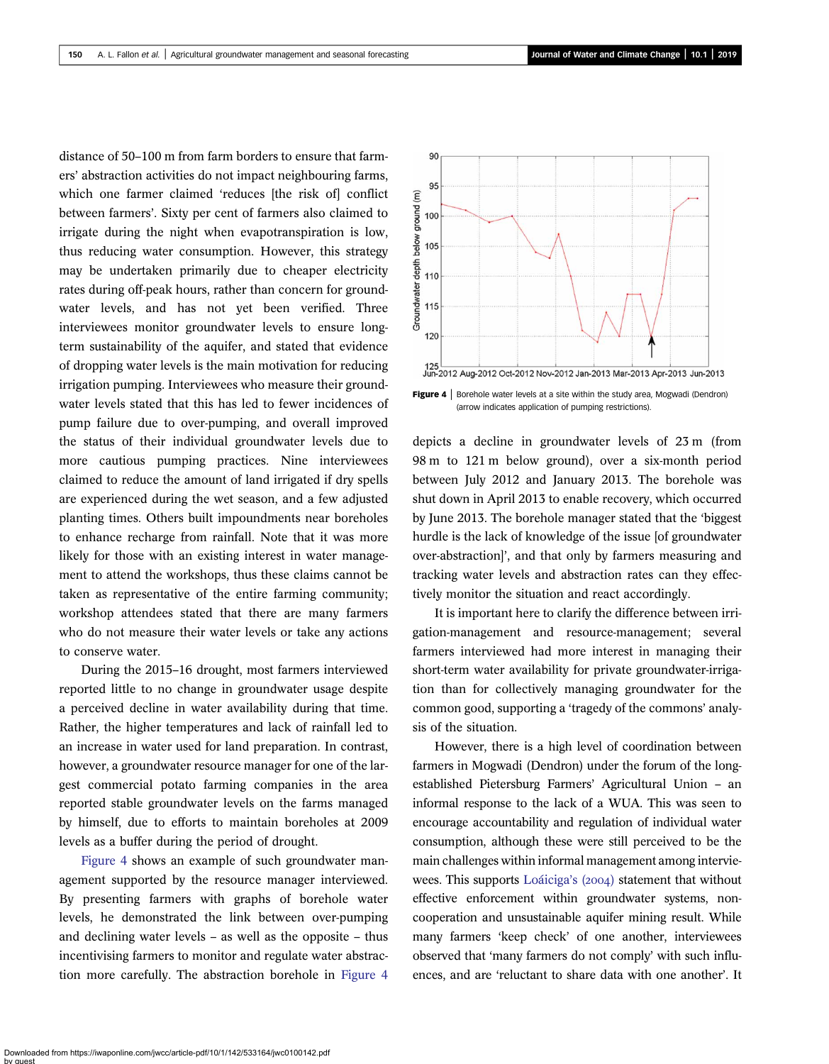distance of 50–100 m from farm borders to ensure that farmers' abstraction activities do not impact neighbouring farms, which one farmer claimed 'reduces [the risk of] conflict between farmers'. Sixty per cent of farmers also claimed to irrigate during the night when evapotranspiration is low, thus reducing water consumption. However, this strategy may be undertaken primarily due to cheaper electricity rates during off-peak hours, rather than concern for groundwater levels, and has not yet been verified. Three interviewees monitor groundwater levels to ensure long-term sustainability of the aquifer, and stated that evidence of dropping water levels is the main motivation for reducing irrigation pumping. Interviewees who measure their groundwater levels stated that this has led to fewer incidences of pump failure due to over-pumping, and overall improved the status of their individual groundwater levels due to more cautious pumping practices. Nine interviewees claimed to reduce the amount of land irrigated if dry spells are experienced during the wet season, and a few adjusted planting times. Others built impoundments near boreholes to enhance recharge from rainfall. Note that it was more likely for those with an existing interest in water management to attend the workshops, thus these claims cannot be taken as representative of the entire farming community; workshop attendees stated that there are many farmers who do not measure their water levels or take any actions to conserve water.

During the 2015–16 drought, most farmers interviewed reported little to no change in groundwater usage despite a perceived decline in water availability during that time. Rather, the higher temperatures and lack of rainfall led to an increase in water used for land preparation. In contrast, however, a groundwater resource manager for one of the largest commercial potato farming companies in the area reported stable groundwater levels on the farms managed by himself, due to efforts to maintain boreholes at 2009 levels as a buffer during the period of drought.

Figure 4 shows an example of such groundwater management supported by the resource manager interviewed. By presenting farmers with graphs of borehole water levels, he demonstrated the link between over-pumping and declining water levels – as well as the opposite – thus incentivising farmers to monitor and regulate water abstraction more carefully. The abstraction borehole in Figure 4 depicts a decline in groundwater levels of 23 m (from 98 m to 121 m below ground), over a six-month period between July 2012 and January 2013. The borehole was shut down in April 2013 to enable recovery, which occurred by June 2013. The borehole manager stated that the 'biggest hurdle is the lack of knowledge of the issue [of groundwater over-abstraction]', and that only by farmers measuring and tracking water levels and abstraction rates can they effectively monitor the situation and react accordingly.

**Figure 4** | Borehole water levels at a site within the study area, Mogwadi (Dendron) (arrow indicates application of pumping restrictions).

It is important here to clarify the difference between irrigation-management and resource-management; several farmers interviewed had more interest in managing their short-term water availability for private groundwater-irrigation than for collectively managing groundwater for the common good, supporting a 'tragedy of the commons' analysis of the situation.

However, there is a high level of coordination between farmers in Mogwadi (Dendron) under the forum of the long-established Pietersburg Farmers' Agricultural Union – an informal response to the lack of a WUA. This was seen to encourage accountability and regulation of individual water consumption, although these were still perceived to be the main challenges within informal management among interviewees. This supports Loáiciga's (2004) statement that without effective enforcement within groundwater systems, non-cooperation and unsustainable aquifer mining result. While many farmers 'keep check' of one another, interviewees observed that 'many farmers do not comply' with such influences, and are 'reluctant to share data with one another'. It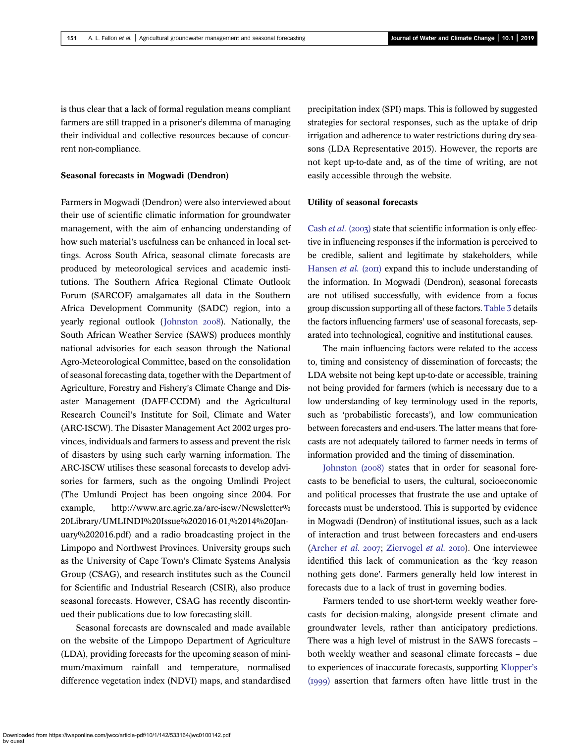is thus clear that a lack of formal regulation means compliant farmers are still trapped in a prisoner's dilemma of managing their individual and collective resources because of concurrent non-compliance.

### Seasonal forecasts in Mogwadi (Dendron)

Farmers in Mogwadi (Dendron) were also interviewed about their use of scientific climatic information for groundwater management, with the aim of enhancing understanding of how such material's usefulness can be enhanced in local settings. Across South Africa, seasonal climate forecasts are produced by meteorological services and academic institutions. The Southern Africa Regional Climate Outlook Forum (SARCOF) amalgamates all data in the Southern Africa Development Community (SADC) region, into a yearly regional outlook (Johnston 2008). Nationally, the South African Weather Service (SAWS) produces monthly national advisories for each season through the National Agro-Meteorological Committee, based on the consolidation of seasonal forecasting data, together with the Department of Agriculture, Forestry and Fishery's Climate Change and Disaster Management (DAFF-CCDM) and the Agricultural Research Council's Institute for Soil, Climate and Water (ARC-ISCW). The Disaster Management Act 2002 urges provinces, individuals and farmers to assess and prevent the risk of disasters by using such early warning information. The ARC-ISCW utilises these seasonal forecasts to develop advisories for farmers, such as the ongoing Umlindi Project (The Umlundi Project has been ongoing since 2004. For example, http://www.arc.agric.za/arc-iscw/Newsletter%20Library/UMLINDI%20Issue%202016-01,%2014%20January%202016.pdf) and a radio broadcasting project in the Limpopo and Northwest Provinces. University groups such as the University of Cape Town's Climate Systems Analysis Group (CSAG), and research institutes such as the Council for Scientific and Industrial Research (CSIR), also produce seasonal forecasts. However, CSAG has recently discontinued their publications due to low forecasting skill.

Seasonal forecasts are downscaled and made available on the website of the Limpopo Department of Agriculture (LDA), providing forecasts for the upcoming season of minimum/maximum rainfall and temperature, normalised difference vegetation index (NDVI) maps, and standardised precipitation index (SPI) maps. This is followed by suggested strategies for sectoral responses, such as the uptake of drip irrigation and adherence to water restrictions during dry seasons (LDA Representative 2015). However, the reports are not kept up-to-date and, as of the time of writing, are not easily accessible through the website.

### Utility of seasonal forecasts

Cash *et al.* (2003) state that scientific information is only effective in influencing responses if the information is perceived to be credible, salient and legitimate by stakeholders, while Hansen *et al.* (2011) expand this to include understanding of the information. In Mogwadi (Dendron), seasonal forecasts are not utilised successfully, with evidence from a focus group discussion supporting all of these factors. Table 3 details the factors influencing farmers' use of seasonal forecasts, separated into technological, cognitive and institutional causes.

The main influencing factors were related to the access to, timing and consistency of dissemination of forecasts; the LDA website not being kept up-to-date or accessible, training not being provided for farmers (which is necessary due to a low understanding of key terminology used in the reports, such as 'probabilistic forecasts'), and low communication between forecasters and end-users. The latter means that forecasts are not adequately tailored to farmer needs in terms of information provided and the timing of dissemination.

Johnston (2008) states that in order for seasonal forecasts to be beneficial to users, the cultural, socioeconomic and political processes that frustrate the use and uptake of forecasts must be understood. This is supported by evidence in Mogwadi (Dendron) of institutional issues, such as a lack of interaction and trust between forecasters and end-users (Archer *et al.* 2007; Ziervogel *et al.* 2010). One interviewee identified this lack of communication as the 'key reason nothing gets done'. Farmers generally held low interest in forecasts due to a lack of trust in governing bodies.

Farmers tended to use short-term weekly weather forecasts for decision-making, alongside present climate and groundwater levels, rather than anticipatory predictions. There was a high level of mistrust in the SAWS forecasts – both weekly weather and seasonal climate forecasts – due to experiences of inaccurate forecasts, supporting Klopper's (1999) assertion that farmers often have little trust in the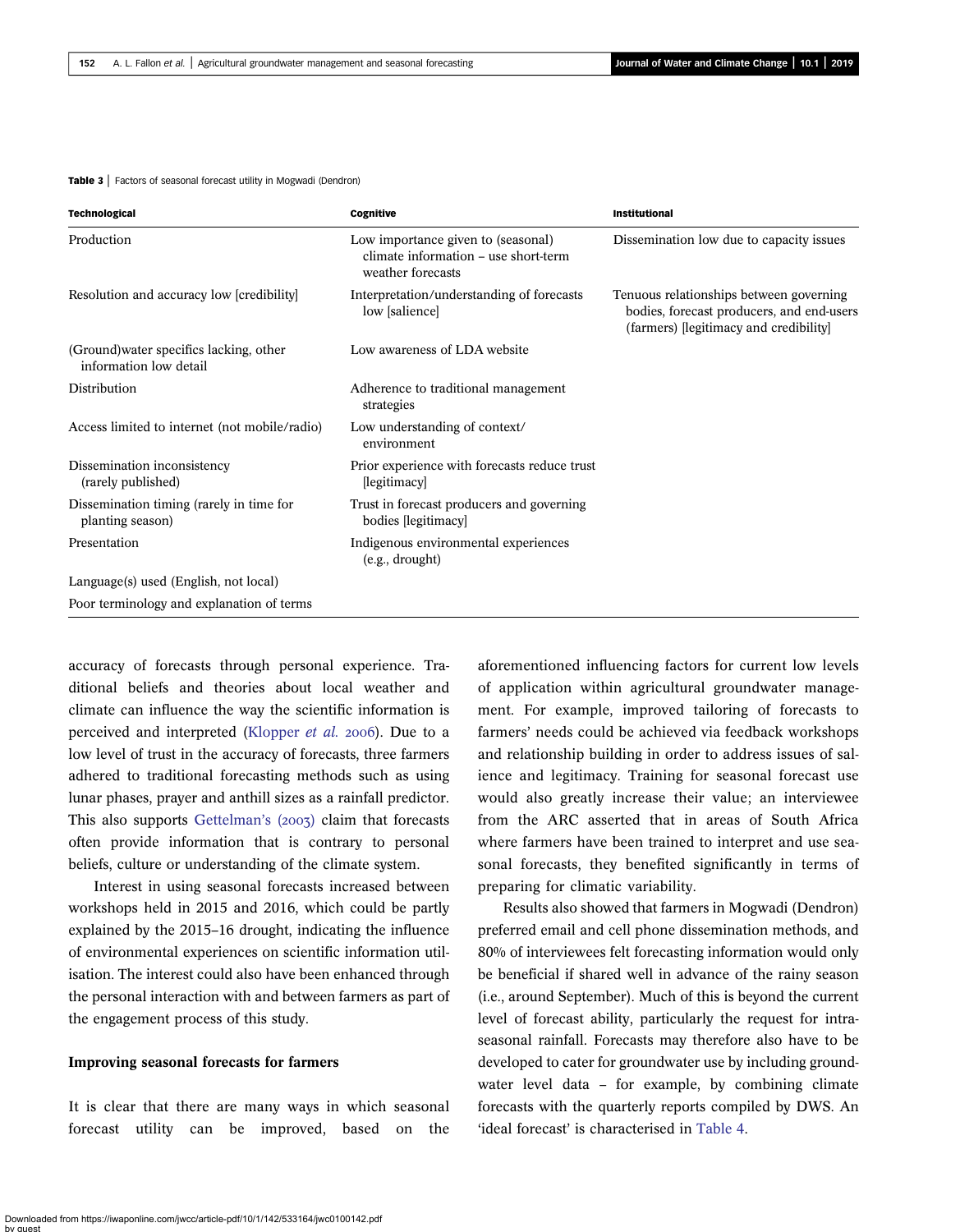**Table 3** | Factors of seasonal forecast utility in Mogwadi (Dendron)

| Technological | Cognitive | Institutional |
|---|---|---|
| Production | Low importance given to (seasonal) climate information – use short-term weather forecasts | Dissemination low due to capacity issues |
| Resolution and accuracy low [credibility] | Interpretation/understanding of forecasts low [salience] | Tenuous relationships between governing bodies, forecast producers, and end-users (farmers) [legitimacy and credibility] |
| (Ground)water specifics lacking, other information low detail | Low awareness of LDA website | |
| Distribution | Adherence to traditional management strategies | |
| Access limited to internet (not mobile/radio) | Low understanding of context/ environment | |
| Dissemination inconsistency (rarely published) | Prior experience with forecasts reduce trust [legitimacy] | |
| Dissemination timing (rarely in time for planting season) | Trust in forecast producers and governing bodies [legitimacy] | |
| Presentation | Indigenous environmental experiences (e.g., drought) | |
| Language(s) used (English, not local) | | |
| Poor terminology and explanation of terms | | |

accuracy of forecasts through personal experience. Traditional beliefs and theories about local weather and climate can influence the way the scientific information is perceived and interpreted (Klopper *et al.* 2006). Due to a low level of trust in the accuracy of forecasts, three farmers adhered to traditional forecasting methods such as using lunar phases, prayer and anthill sizes as a rainfall predictor. This also supports Gettelman's (2003) claim that forecasts often provide information that is contrary to personal beliefs, culture or understanding of the climate system.

Interest in using seasonal forecasts increased between workshops held in 2015 and 2016, which could be partly explained by the 2015–16 drought, indicating the influence of environmental experiences on scientific information utilisation. The interest could also have been enhanced through the personal interaction with and between farmers as part of the engagement process of this study.

### Improving seasonal forecasts for farmers

It is clear that there are many ways in which seasonal forecast utility can be improved, based on the aforementioned influencing factors for current low levels of application within agricultural groundwater management. For example, improved tailoring of forecasts to farmers' needs could be achieved via feedback workshops and relationship building in order to address issues of salience and legitimacy. Training for seasonal forecast use would also greatly increase their value; an interviewee from the ARC asserted that in areas of South Africa where farmers have been trained to interpret and use seasonal forecasts, they benefited significantly in terms of preparing for climatic variability.

Results also showed that farmers in Mogwadi (Dendron) preferred email and cell phone dissemination methods, and 80% of interviewees felt forecasting information would only be beneficial if shared well in advance of the rainy season (i.e., around September). Much of this is beyond the current level of forecast ability, particularly the request for intra-seasonal rainfall. Forecasts may therefore also have to be developed to cater for groundwater use by including groundwater level data – for example, by combining climate forecasts with the quarterly reports compiled by DWS. An 'ideal forecast' is characterised in Table 4.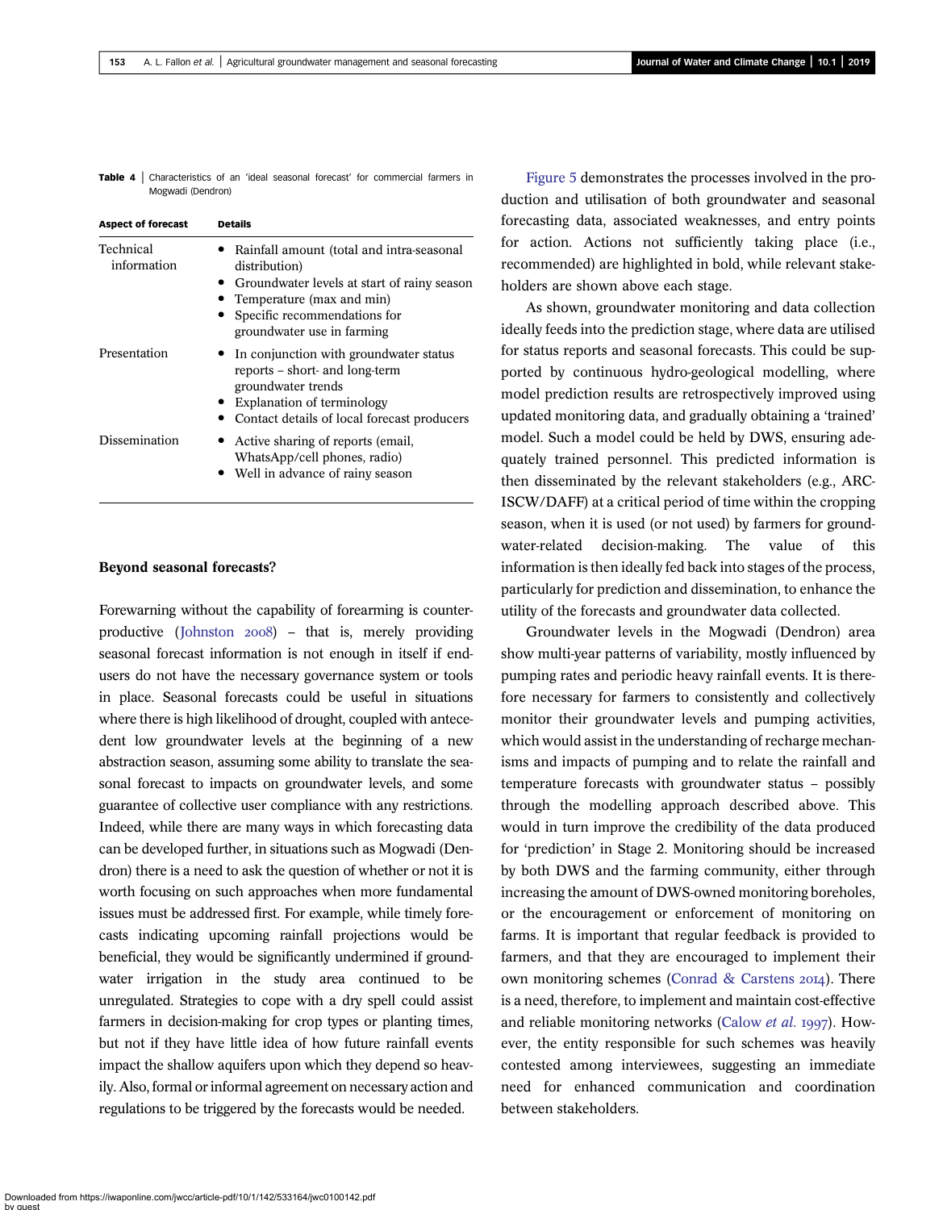**Table 4** | Characteristics of an 'ideal seasonal forecast' for commercial farmers in Mogwadi (Dendron)

| Aspect of forecast | Details |
|---|---|
| Technical information | • Rainfall amount (total and intra-seasonal distribution)<br>• Groundwater levels at start of rainy season<br>• Temperature (max and min)<br>• Specific recommendations for groundwater use in farming |
| Presentation | • In conjunction with groundwater status reports – short- and long-term groundwater trends<br>• Explanation of terminology<br>• Contact details of local forecast producers |
| Dissemination | • Active sharing of reports (email, WhatsApp/cell phones, radio)<br>• Well in advance of rainy season |

### Beyond seasonal forecasts?

Forewarning without the capability of forearming is counterproductive (Johnston 2008) – that is, merely providing seasonal forecast information is not enough in itself if end-users do not have the necessary governance system or tools in place. Seasonal forecasts could be useful in situations where there is high likelihood of drought, coupled with antecedent low groundwater levels at the beginning of a new abstraction season, assuming some ability to translate the seasonal forecast to impacts on groundwater levels, and some guarantee of collective user compliance with any restrictions. Indeed, while there are many ways in which forecasting data can be developed further, in situations such as Mogwadi (Dendron) there is a need to ask the question of whether or not it is worth focusing on such approaches when more fundamental issues must be addressed first. For example, while timely forecasts indicating upcoming rainfall projections would be beneficial, they would be significantly undermined if groundwater irrigation in the study area continued to be unregulated. Strategies to cope with a dry spell could assist farmers in decision-making for crop types or planting times, but not if they have little idea of how future rainfall events impact the shallow aquifers upon which they depend so heavily. Also, formal or informal agreement on necessary action and regulations to be triggered by the forecasts would be needed.

Figure 5 demonstrates the processes involved in the production and utilisation of both groundwater and seasonal forecasting data, associated weaknesses, and entry points for action. Actions not sufficiently taking place (i.e., recommended) are highlighted in bold, while relevant stakeholders are shown above each stage.

As shown, groundwater monitoring and data collection ideally feeds into the prediction stage, where data are utilised for status reports and seasonal forecasts. This could be supported by continuous hydro-geological modelling, where model prediction results are retrospectively improved using updated monitoring data, and gradually obtaining a 'trained' model. Such a model could be held by DWS, ensuring adequately trained personnel. This predicted information is then disseminated by the relevant stakeholders (e.g., ARC-ISCW/DAFF) at a critical period of time within the cropping season, when it is used (or not used) by farmers for groundwater-related decision-making. The value of this information is then ideally fed back into stages of the process, particularly for prediction and dissemination, to enhance the utility of the forecasts and groundwater data collected.

Groundwater levels in the Mogwadi (Dendron) area show multi-year patterns of variability, mostly influenced by pumping rates and periodic heavy rainfall events. It is therefore necessary for farmers to consistently and collectively monitor their groundwater levels and pumping activities, which would assist in the understanding of recharge mechanisms and impacts of pumping and to relate the rainfall and temperature forecasts with groundwater status – possibly through the modelling approach described above. This would in turn improve the credibility of the data produced for 'prediction' in Stage 2. Monitoring should be increased by both DWS and the farming community, either through increasing the amount of DWS-owned monitoring boreholes, or the encouragement or enforcement of monitoring on farms. It is important that regular feedback is provided to farmers, and that they are encouraged to implement their own monitoring schemes (Conrad & Carstens 2014). There is a need, therefore, to implement and maintain cost-effective and reliable monitoring networks (Calow *et al.* 1997). However, the entity responsible for such schemes was heavily contested among interviewees, suggesting an immediate need for enhanced communication and coordination between stakeholders.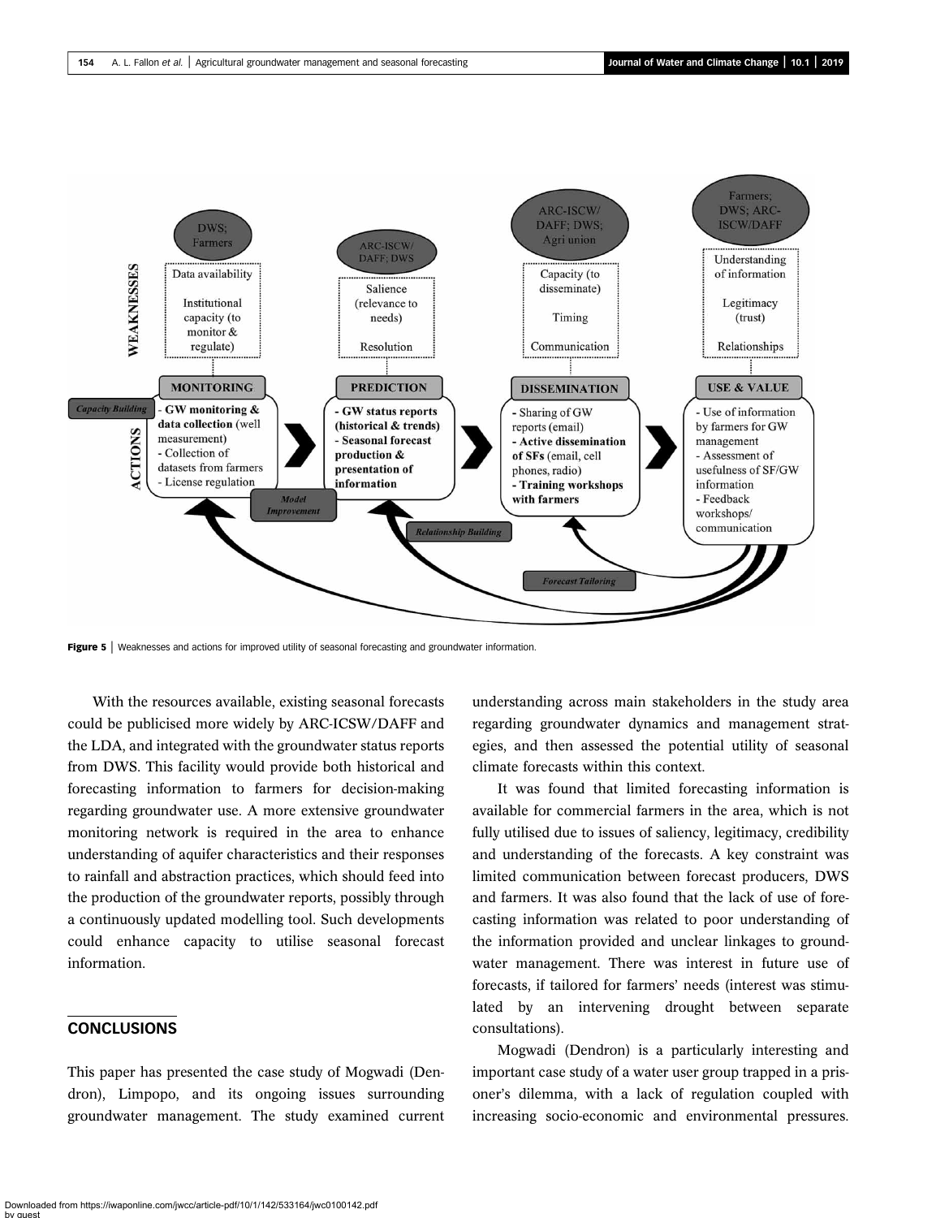Figure 5 | Weaknesses and actions for improved utility of seasonal forecasting and groundwater information.

With the resources available, existing seasonal forecasts could be publicised more widely by ARC-ICSW/DAFF and the LDA, and integrated with the groundwater status reports from DWS. This facility would provide both historical and forecasting information to farmers for decision-making regarding groundwater use. A more extensive groundwater monitoring network is required in the area to enhance understanding of aquifer characteristics and their responses to rainfall and abstraction practices, which should feed into the production of the groundwater reports, possibly through a continuously updated modelling tool. Such developments could enhance capacity to utilise seasonal forecast information.

## CONCLUSIONS

This paper has presented the case study of Mogwadi (Dendron), Limpopo, and its ongoing issues surrounding groundwater management. The study examined current understanding across main stakeholders in the study area regarding groundwater dynamics and management strategies, and then assessed the potential utility of seasonal climate forecasts within this context.

It was found that limited forecasting information is available for commercial farmers in the area, which is not fully utilised due to issues of saliency, legitimacy, credibility and understanding of the forecasts. A key constraint was limited communication between forecast producers, DWS and farmers. It was also found that the lack of use of forecasting information was related to poor understanding of the information provided and unclear linkages to groundwater management. There was interest in future use of forecasts, if tailored for farmers' needs (interest was stimulated by an intervening drought between separate consultations).

Mogwadi (Dendron) is a particularly interesting and important case study of a water user group trapped in a prisoner's dilemma, with a lack of regulation coupled with increasing socio-economic and environmental pressures.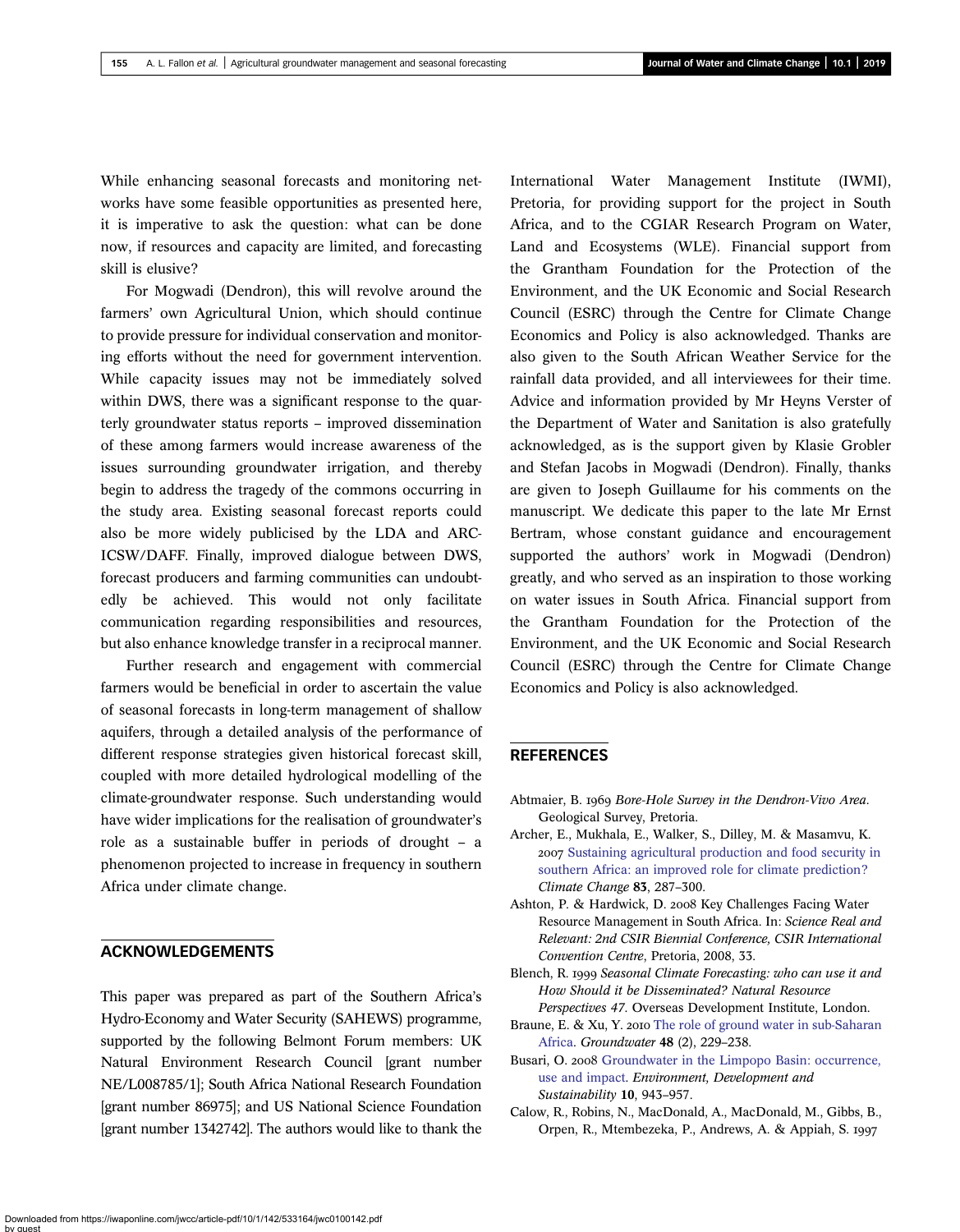While enhancing seasonal forecasts and monitoring networks have some feasible opportunities as presented here, it is imperative to ask the question: what can be done now, if resources and capacity are limited, and forecasting skill is elusive?

For Mogwadi (Dendron), this will revolve around the farmers' own Agricultural Union, which should continue to provide pressure for individual conservation and monitoring efforts without the need for government intervention. While capacity issues may not be immediately solved within DWS, there was a significant response to the quarterly groundwater status reports – improved dissemination of these among farmers would increase awareness of the issues surrounding groundwater irrigation, and thereby begin to address the tragedy of the commons occurring in the study area. Existing seasonal forecast reports could also be more widely publicised by the LDA and ARC-ICSW/DAFF. Finally, improved dialogue between DWS, forecast producers and farming communities can undoubtedly be achieved. This would not only facilitate communication regarding responsibilities and resources, but also enhance knowledge transfer in a reciprocal manner.

Further research and engagement with commercial farmers would be beneficial in order to ascertain the value of seasonal forecasts in long-term management of shallow aquifers, through a detailed analysis of the performance of different response strategies given historical forecast skill, coupled with more detailed hydrological modelling of the climate-groundwater response. Such understanding would have wider implications for the realisation of groundwater's role as a sustainable buffer in periods of drought – a phenomenon projected to increase in frequency in southern Africa under climate change.

## ACKNOWLEDGEMENTS

This paper was prepared as part of the Southern Africa's Hydro-Economy and Water Security (SAHEWS) programme, supported by the following Belmont Forum members: UK Natural Environment Research Council [grant number NE/L008785/1]; South Africa National Research Foundation [grant number 86975]; and US National Science Foundation [grant number 1342742]. The authors would like to thank the International Water Management Institute (IWMI), Pretoria, for providing support for the project in South Africa, and to the CGIAR Research Program on Water, Land and Ecosystems (WLE). Financial support from the Grantham Foundation for the Protection of the Environment, and the UK Economic and Social Research Council (ESRC) through the Centre for Climate Change Economics and Policy is also acknowledged. Thanks are also given to the South African Weather Service for the rainfall data provided, and all interviewees for their time. Advice and information provided by Mr Heyns Verster of the Department of Water and Sanitation is also gratefully acknowledged, as is the support given by Klasie Grobler and Stefan Jacobs in Mogwadi (Dendron). Finally, thanks are given to Joseph Guillaume for his comments on the manuscript. We dedicate this paper to the late Mr Ernst Bertram, whose constant guidance and encouragement supported the authors' work in Mogwadi (Dendron) greatly, and who served as an inspiration to those working on water issues in South Africa. Financial support from the Grantham Foundation for the Protection of the Environment, and the UK Economic and Social Research Council (ESRC) through the Centre for Climate Change Economics and Policy is also acknowledged.

## REFERENCES

Abtmaier, B. 1969 *Bore-Hole Survey in the Dendron-Vivo Area*. Geological Survey, Pretoria.

Archer, E., Mukhala, E., Walker, S., Dilley, M. & Masamvu, K. 2007 Sustaining agricultural production and food security in southern Africa: an improved role for climate prediction? *Climate Change* **83**, 287–300.

Ashton, P. & Hardwick, D. 2008 Key Challenges Facing Water Resource Management in South Africa. In: *Science Real and Relevant: 2nd CSIR Biennial Conference, CSIR International Convention Centre*, Pretoria, 2008, 33.

Blench, R. 1999 *Seasonal Climate Forecasting: who can use it and How Should it be Disseminated? Natural Resource Perspectives 47*. Overseas Development Institute, London.

Braune, E. & Xu, Y. 2010 The role of ground water in sub-Saharan Africa. *Groundwater* **48** (2), 229–238.

Busari, O. 2008 Groundwater in the Limpopo Basin: occurrence, use and impact. *Environment, Development and Sustainability* **10**, 943–957.

Calow, R., Robins, N., MacDonald, A., MacDonald, M., Gibbs, B., Orpen, R., Mtembezeka, P., Andrews, A. & Appiah, S. 1997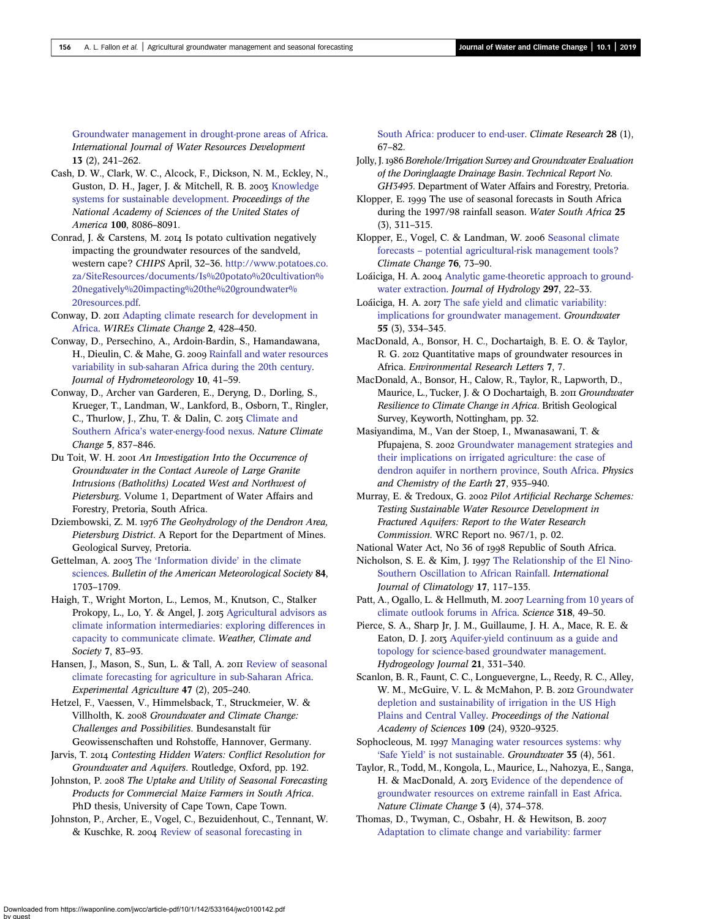Groundwater management in drought-prone areas of Africa. *International Journal of Water Resources Development* **13** (2), 241–262.

Cash, D. W., Clark, W. C., Alcock, F., Dickson, N. M., Eckley, N., Guston, D. H., Jager, J. & Mitchell, R. B. 2003 Knowledge systems for sustainable development. *Proceedings of the National Academy of Sciences of the United States of America* **100**, 8086–8091.

Conrad, J. & Carstens, M. 2014 Is potato cultivation negatively impacting the groundwater resources of the sandveld, western cape? *CHIPS* April, 32–36. http://www.potatoes.co.za/SiteResources/documents/Is%20potato%20cultivation%20negatively%20impacting%20the%20groundwater%20resources.pdf.

Conway, D. 2011 Adapting climate research for development in Africa. *WIREs Climate Change* **2**, 428–450.

Conway, D., Persechino, A., Ardoin-Bardin, S., Hamandawana, H., Dieulin, C. & Mahe, G. 2009 Rainfall and water resources variability in sub-saharan Africa during the 20th century. *Journal of Hydrometeorology* **10**, 41–59.

Conway, D., Archer van Garderen, E., Deryng, D., Dorling, S., Krueger, T., Landman, W., Lankford, B., Osborn, T., Ringler, C., Thurlow, J., Zhu, T. & Dalin, C. 2015 Climate and Southern Africa's water-energy-food nexus. *Nature Climate Change* **5**, 837–846.

Du Toit, W. H. 2001 *An Investigation Into the Occurrence of Groundwater in the Contact Aureole of Large Granite Intrusions (Batholiths) Located West and Northwest of Pietersburg*. Volume 1, Department of Water Affairs and Forestry, Pretoria, South Africa.

Dziembowski, Z. M. 1976 *The Geohydrology of the Dendron Area, Pietersburg District*. A Report for the Department of Mines. Geological Survey, Pretoria.

Gettelman, A. 2003 The 'Information divide' in the climate sciences. *Bulletin of the American Meteorological Society* **84**, 1703–1709.

Haigh, T., Wright Morton, L., Lemos, M., Knutson, C., Stalker Prokopy, L., Lo, Y. & Angel, J. 2015 Agricultural advisors as climate information intermediaries: exploring differences in capacity to communicate climate. *Weather, Climate and Society* **7**, 83–93.

Hansen, J., Mason, S., Sun, L. & Tall, A. 2011 Review of seasonal climate forecasting for agriculture in sub-Saharan Africa. *Experimental Agriculture* **47** (2), 205–240.

Hetzel, F., Vaessen, V., Himmelsback, T., Struckmeier, W. & Villholth, K. 2008 *Groundwater and Climate Change: Challenges and Possibilities*. Bundesanstalt für Geowissenschaften und Rohstoffe, Hannover, Germany.

Jarvis, T. 2014 *Contesting Hidden Waters: Conflict Resolution for Groundwater and Aquifers*. Routledge, Oxford, pp. 192.

Johnston, P. 2008 *The Uptake and Utility of Seasonal Forecasting Products for Commercial Maize Farmers in South Africa*. PhD thesis, University of Cape Town, Cape Town.

Johnston, P., Archer, E., Vogel, C., Bezuidenhout, C., Tennant, W. & Kuschke, R. 2004 Review of seasonal forecasting in South Africa: producer to end-user. *Climate Research* **28** (1), 67–82.

Jolly, J. 1986 *Borehole/Irrigation Survey and Groundwater Evaluation of the Doringlaagte Drainage Basin. Technical Report No. GH3495*. Department of Water Affairs and Forestry, Pretoria.

Klopper, E. 1999 The use of seasonal forecasts in South Africa during the 1997/98 rainfall season. *Water South Africa* **25** (3), 311–315.

Klopper, E., Vogel, C. & Landman, W. 2006 Seasonal climate forecasts – potential agricultural-risk management tools? *Climate Change* **76**, 73–90.

Loáiciga, H. A. 2004 Analytic game-theoretic approach to groundwater extraction. *Journal of Hydrology* **297**, 22–33.

Loáiciga, H. A. 2017 The safe yield and climatic variability: implications for groundwater management. *Groundwater* **55** (3), 334–345.

MacDonald, A., Bonsor, H. C., Dochartaigh, B. E. O. & Taylor, R. G. 2012 Quantitative maps of groundwater resources in Africa. *Environmental Research Letters* **7**, 7.

MacDonald, A., Bonsor, H., Calow, R., Taylor, R., Lapworth, D., Maurice, L., Tucker, J. & O Dochartaigh, B. 2011 *Groundwater Resilience to Climate Change in Africa*. British Geological Survey, Keyworth, Nottingham, pp. 32.

Masiyandima, M., Van der Stoep, I., Mwanasawani, T. & Pfupajena, S. 2002 Groundwater management strategies and their implications on irrigated agriculture: the case of dendron aquifer in northern province, South Africa. *Physics and Chemistry of the Earth* **27**, 935–940.

Murray, E. & Tredoux, G. 2002 *Pilot Artificial Recharge Schemes: Testing Sustainable Water Resource Development in Fractured Aquifers: Report to the Water Research Commission*. WRC Report no. 967/1, p. 02.

National Water Act, No 36 of 1998 Republic of South Africa.

Nicholson, S. E. & Kim, J. 1997 The Relationship of the El Nino-Southern Oscillation to African Rainfall. *International Journal of Climatology* **17**, 117–135.

Patt, A., Ogallo, L. & Hellmuth, M. 2007 Learning from 10 years of climate outlook forums in Africa. *Science* **318**, 49–50.

Pierce, S. A., Sharp Jr, J. M., Guillaume, J. H. A., Mace, R. E. & Eaton, D. J. 2013 Aquifer-yield continuum as a guide and topology for science-based groundwater management. *Hydrogeology Journal* **21**, 331–340.

Scanlon, B. R., Faunt, C. C., Longuevergne, L., Reedy, R. C., Alley, W. M., McGuire, V. L. & McMahon, P. B. 2012 Groundwater depletion and sustainability of irrigation in the US High Plains and Central Valley. *Proceedings of the National Academy of Sciences* **109** (24), 9320–9325.

Sophocleous, M. 1997 Managing water resources systems: why 'Safe Yield' is not sustainable. *Groundwater* **35** (4), 561.

Taylor, R., Todd, M., Kongola, L., Maurice, L., Nahozya, E., Sanga, H. & MacDonald, A. 2013 Evidence of the dependence of groundwater resources on extreme rainfall in East Africa. *Nature Climate Change* **3** (4), 374–378.

Thomas, D., Twyman, C., Osbahr, H. & Hewitson, B. 2007 Adaptation to climate change and variability: farmer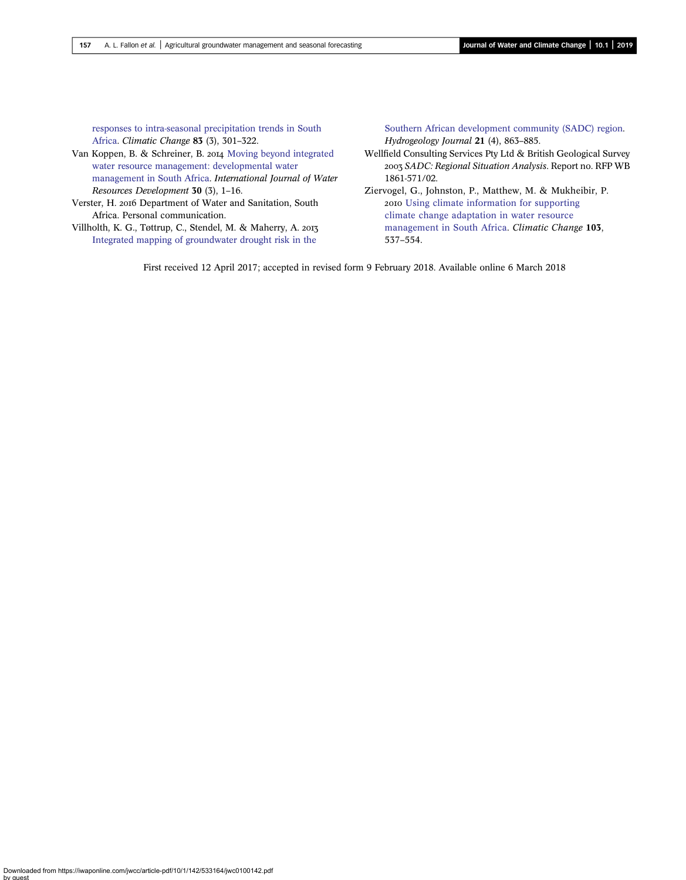responses to intra-seasonal precipitation trends in South Africa. *Climatic Change* **83** (3), 301–322.

Van Koppen, B. & Schreiner, B. 2014 Moving beyond integrated water resource management: developmental water management in South Africa. *International Journal of Water Resources Development* **30** (3), 1–16.

Verster, H. 2016 Department of Water and Sanitation, South Africa. Personal communication.

Villholth, K. G., Tøttrup, C., Stendel, M. & Maherry, A. 2013 Integrated mapping of groundwater drought risk in the Southern African development community (SADC) region. *Hydrogeology Journal* **21** (4), 863–885.

Wellfield Consulting Services Pty Ltd & British Geological Survey 2003 *SADC: Regional Situation Analysis*. Report no. RFP WB 1861-571/02.

Ziervogel, G., Johnston, P., Matthew, M. & Mukheibir, P. 2010 Using climate information for supporting climate change adaptation in water resource management in South Africa. *Climatic Change* **103**, 537–554.

First received 12 April 2017; accepted in revised form 9 February 2018. Available online 6 March 2018